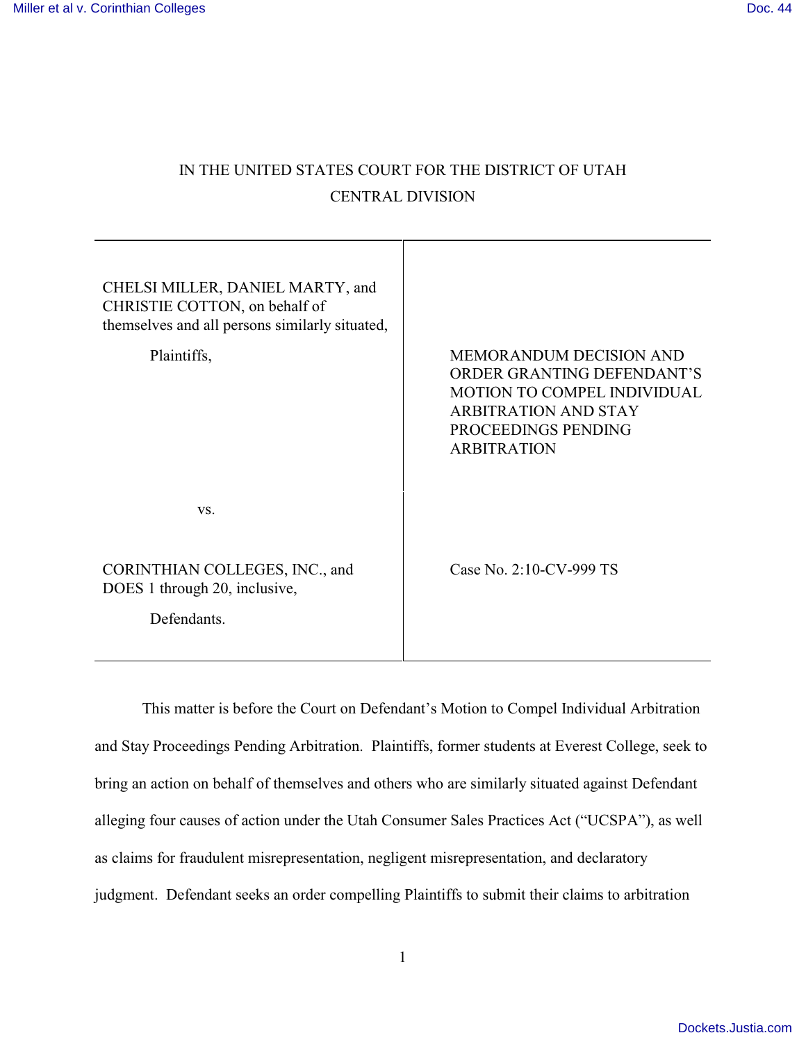# IN THE UNITED STATES COURT FOR THE DISTRICT OF UTAH
## CENTRAL DIVISION

| | |
|---|---|
| CHELSI MILLER, DANIEL MARTY, and CHRISTIE COTTON, on behalf of themselves and all persons similarly situated,<br><br>Plaintiffs,<br><br>vs.<br><br>CORINTHIAN COLLEGES, INC., and DOES 1 through 20, inclusive,<br><br>Defendants. | MEMORANDUM DECISION AND ORDER GRANTING DEFENDANT'S MOTION TO COMPEL INDIVIDUAL ARBITRATION AND STAY PROCEEDINGS PENDING ARBITRATION<br><br>Case No. 2:10-CV-999 TS |

This matter is before the Court on Defendant's Motion to Compel Individual Arbitration and Stay Proceedings Pending Arbitration. Plaintiffs, former students at Everest College, seek to bring an action on behalf of themselves and others who are similarly situated against Defendant alleging four causes of action under the Utah Consumer Sales Practices Act ("UCSPA"), as well as claims for fraudulent misrepresentation, negligent misrepresentation, and declaratory judgment. Defendant seeks an order compelling Plaintiffs to submit their claims to arbitration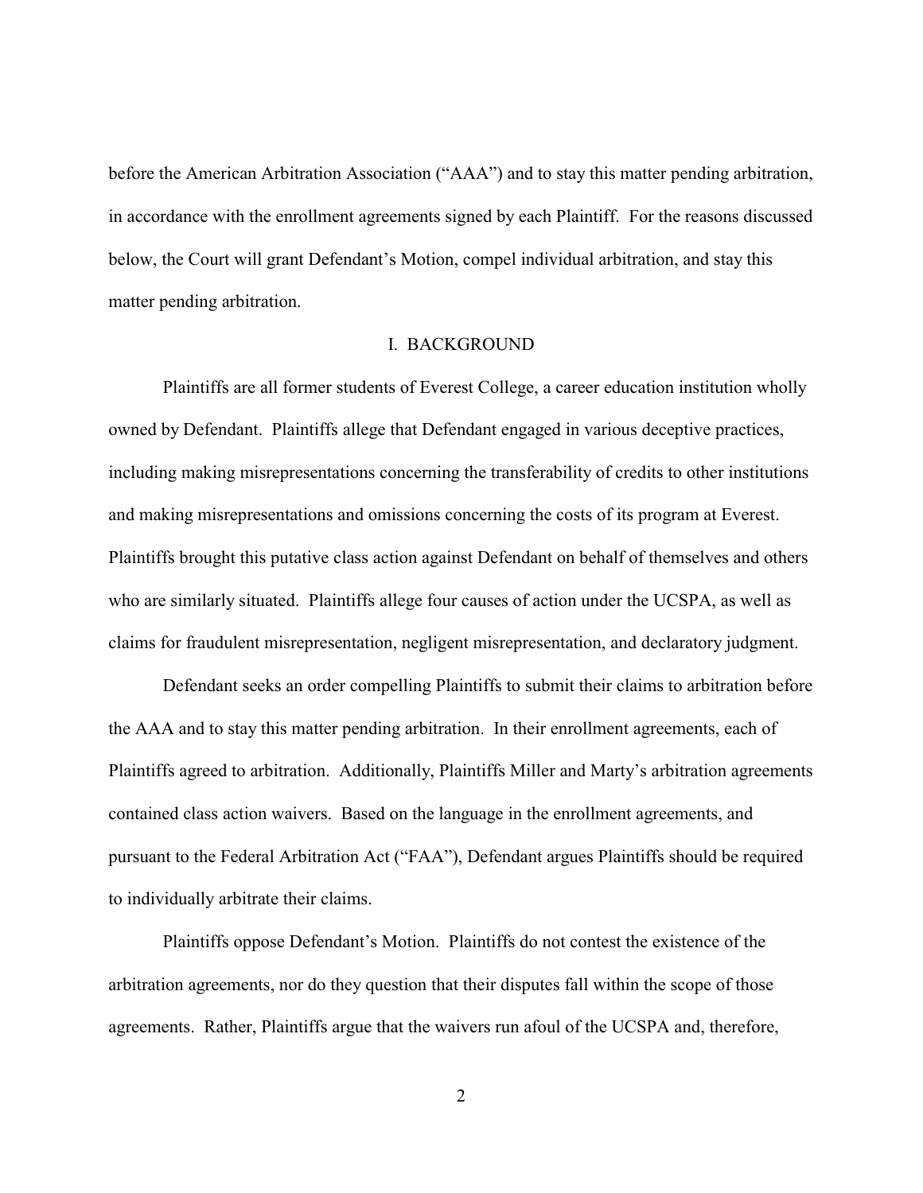before the American Arbitration Association ("AAA") and to stay this matter pending arbitration, in accordance with the enrollment agreements signed by each Plaintiff. For the reasons discussed below, the Court will grant Defendant's Motion, compel individual arbitration, and stay this matter pending arbitration.

## I. BACKGROUND

Plaintiffs are all former students of Everest College, a career education institution wholly owned by Defendant. Plaintiffs allege that Defendant engaged in various deceptive practices, including making misrepresentations concerning the transferability of credits to other institutions and making misrepresentations and omissions concerning the costs of its program at Everest. Plaintiffs brought this putative class action against Defendant on behalf of themselves and others who are similarly situated. Plaintiffs allege four causes of action under the UCSPA, as well as claims for fraudulent misrepresentation, negligent misrepresentation, and declaratory judgment.

Defendant seeks an order compelling Plaintiffs to submit their claims to arbitration before the AAA and to stay this matter pending arbitration. In their enrollment agreements, each of Plaintiffs agreed to arbitration. Additionally, Plaintiffs Miller and Marty's arbitration agreements contained class action waivers. Based on the language in the enrollment agreements, and pursuant to the Federal Arbitration Act ("FAA"), Defendant argues Plaintiffs should be required to individually arbitrate their claims.

Plaintiffs oppose Defendant's Motion. Plaintiffs do not contest the existence of the arbitration agreements, nor do they question that their disputes fall within the scope of those agreements. Rather, Plaintiffs argue that the waivers run afoul of the UCSPA and, therefore,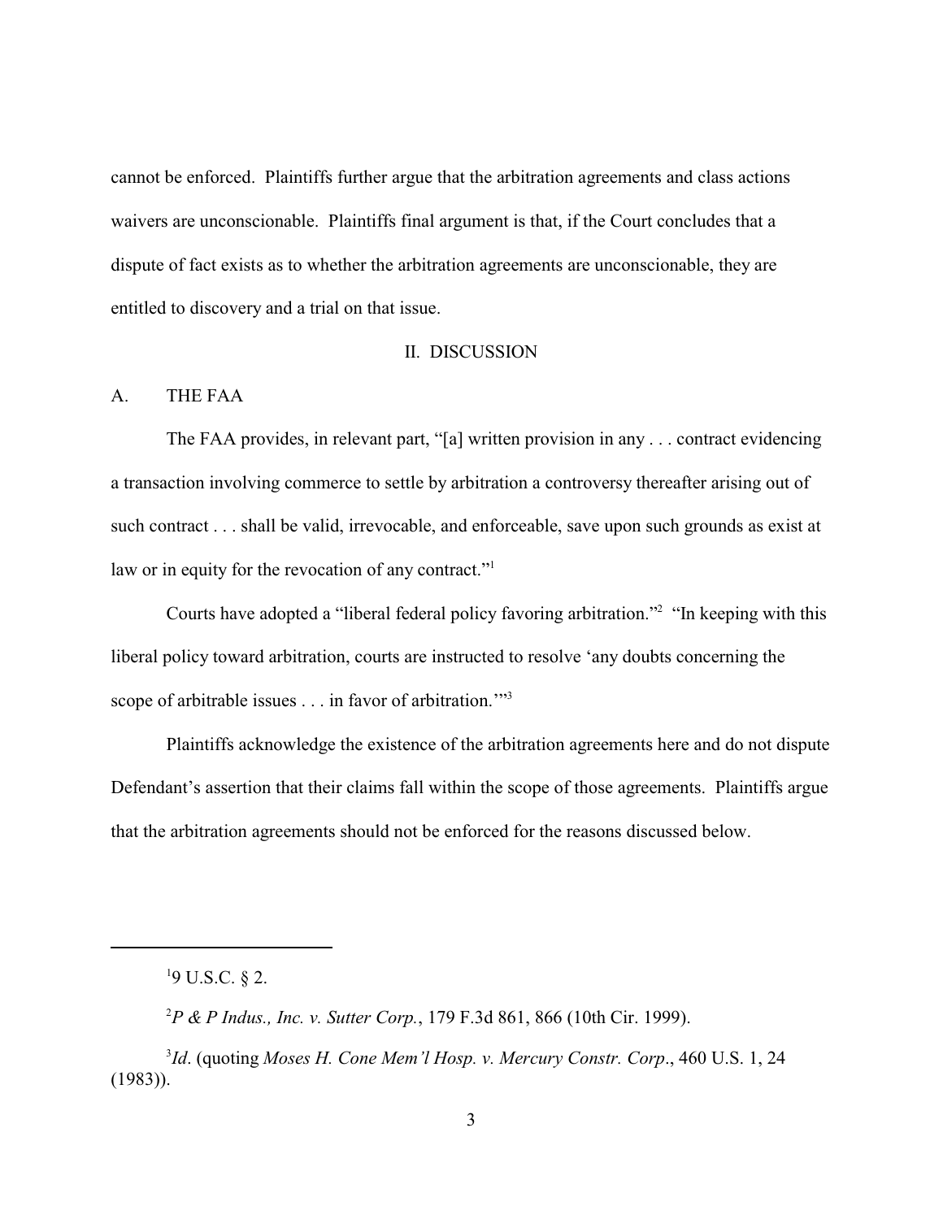cannot be enforced. Plaintiffs further argue that the arbitration agreements and class actions waivers are unconscionable. Plaintiffs final argument is that, if the Court concludes that a dispute of fact exists as to whether the arbitration agreements are unconscionable, they are entitled to discovery and a trial on that issue.

## II. DISCUSSION

### A. THE FAA

The FAA provides, in relevant part, "[a] written provision in any . . . contract evidencing a transaction involving commerce to settle by arbitration a controversy thereafter arising out of such contract . . . shall be valid, irrevocable, and enforceable, save upon such grounds as exist at law or in equity for the revocation of any contract."[1]

Courts have adopted a "liberal federal policy favoring arbitration."[2] "In keeping with this liberal policy toward arbitration, courts are instructed to resolve 'any doubts concerning the scope of arbitrable issues . . . in favor of arbitration.'"[3]

Plaintiffs acknowledge the existence of the arbitration agreements here and do not dispute Defendant's assertion that their claims fall within the scope of those agreements. Plaintiffs argue that the arbitration agreements should not be enforced for the reasons discussed below.

---

[1] 9 U.S.C. § 2.

[2] *P & P Indus., Inc. v. Sutter Corp.*, 179 F.3d 861, 866 (10th Cir. 1999).

[3] *Id*. (quoting *Moses H. Cone Mem'l Hosp. v. Mercury Constr. Corp*., 460 U.S. 1, 24 (1983)).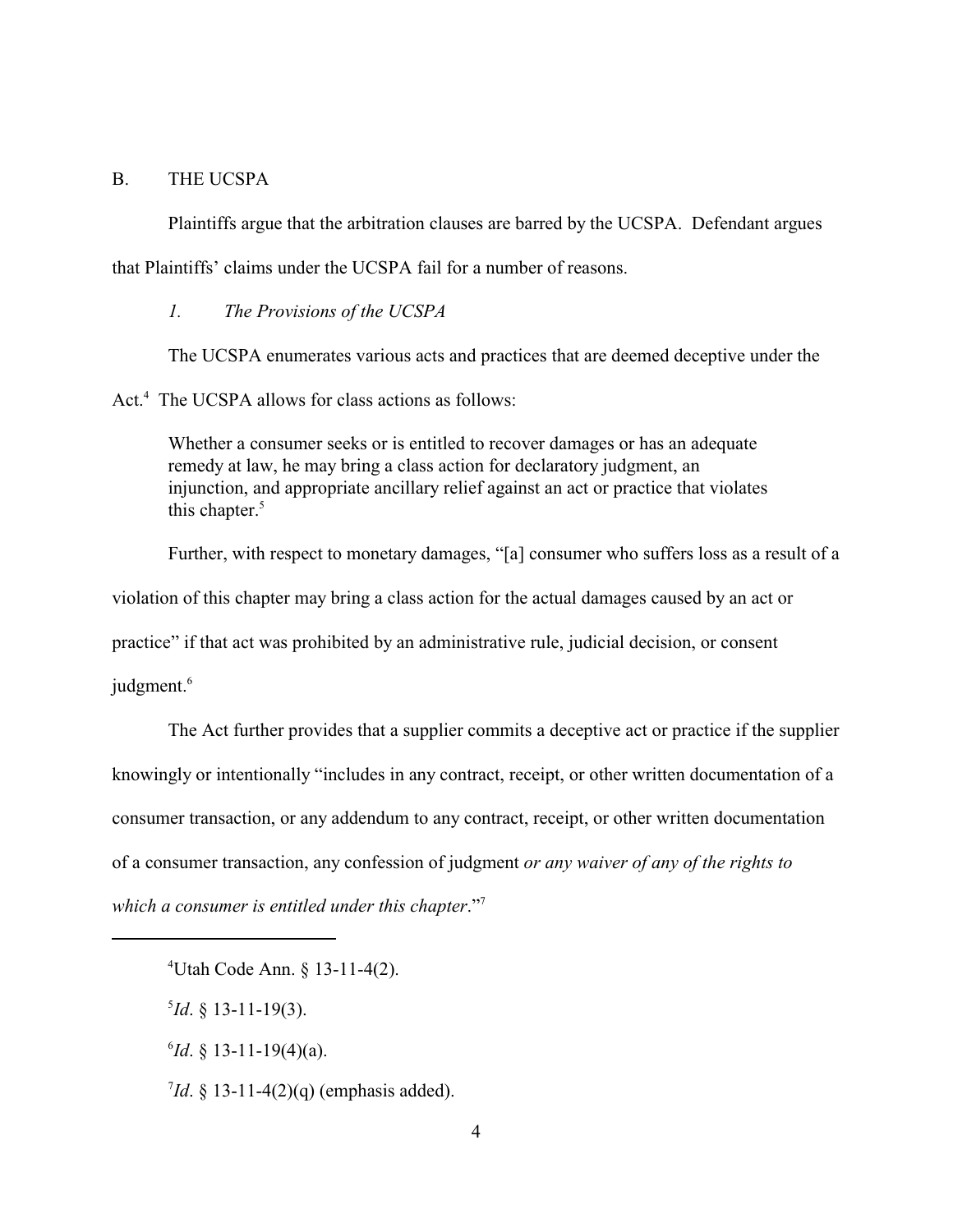B. THE UCSPA

Plaintiffs argue that the arbitration clauses are barred by the UCSPA. Defendant argues that Plaintiffs' claims under the UCSPA fail for a number of reasons.

*1. The Provisions of the UCSPA*

The UCSPA enumerates various acts and practices that are deemed deceptive under the Act.[4] The UCSPA allows for class actions as follows:

> Whether a consumer seeks or is entitled to recover damages or has an adequate remedy at law, he may bring a class action for declaratory judgment, an injunction, and appropriate ancillary relief against an act or practice that violates this chapter.[5]

Further, with respect to monetary damages, "[a] consumer who suffers loss as a result of a violation of this chapter may bring a class action for the actual damages caused by an act or practice" if that act was prohibited by an administrative rule, judicial decision, or consent judgment.[6]

The Act further provides that a supplier commits a deceptive act or practice if the supplier knowingly or intentionally "includes in any contract, receipt, or other written documentation of a consumer transaction, or any addendum to any contract, receipt, or other written documentation of a consumer transaction, any confession of judgment *or any waiver of any of the rights to which a consumer is entitled under this chapter*."[7]

---

[4] Utah Code Ann. § 13-11-4(2).

[5] *Id*. § 13-11-19(3).

[6] *Id*. § 13-11-19(4)(a).

[7] *Id*. § 13-11-4(2)(q) (emphasis added).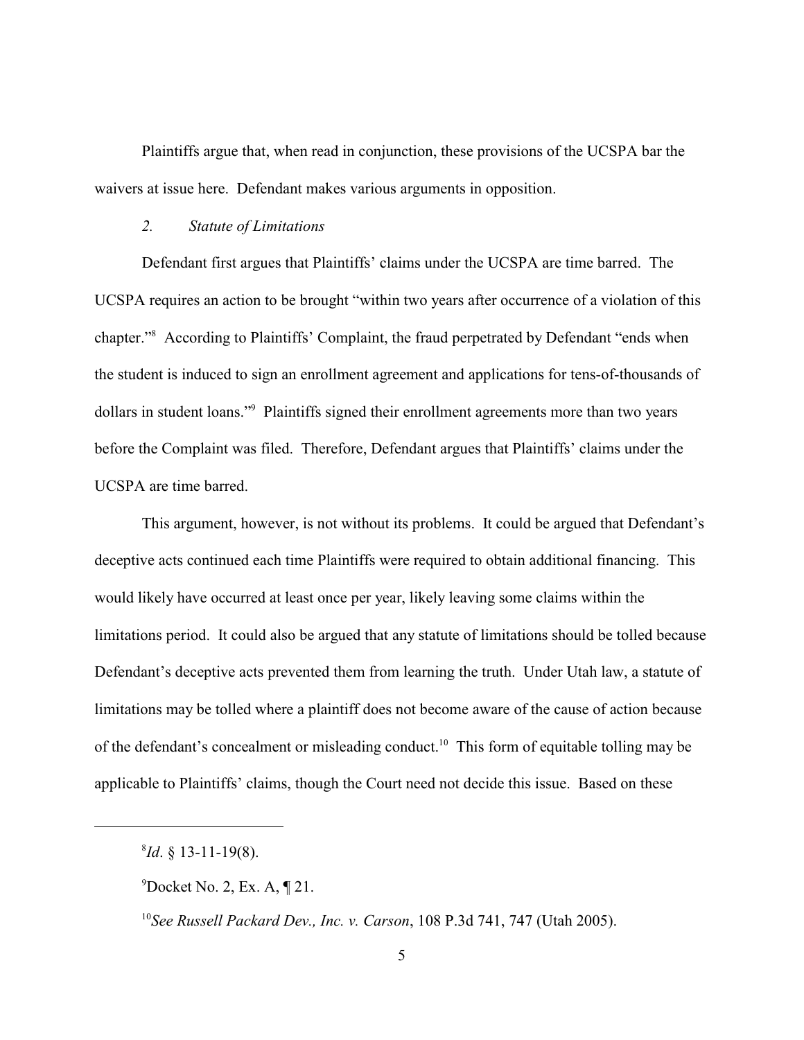Plaintiffs argue that, when read in conjunction, these provisions of the UCSPA bar the waivers at issue here. Defendant makes various arguments in opposition.

*2. Statute of Limitations*

Defendant first argues that Plaintiffs' claims under the UCSPA are time barred. The UCSPA requires an action to be brought "within two years after occurrence of a violation of this chapter."[8] According to Plaintiffs' Complaint, the fraud perpetrated by Defendant "ends when the student is induced to sign an enrollment agreement and applications for tens-of-thousands of dollars in student loans."[9] Plaintiffs signed their enrollment agreements more than two years before the Complaint was filed. Therefore, Defendant argues that Plaintiffs' claims under the UCSPA are time barred.

This argument, however, is not without its problems. It could be argued that Defendant's deceptive acts continued each time Plaintiffs were required to obtain additional financing. This would likely have occurred at least once per year, likely leaving some claims within the limitations period. It could also be argued that any statute of limitations should be tolled because Defendant's deceptive acts prevented them from learning the truth. Under Utah law, a statute of limitations may be tolled where a plaintiff does not become aware of the cause of action because of the defendant's concealment or misleading conduct.[10] This form of equitable tolling may be applicable to Plaintiffs' claims, though the Court need not decide this issue. Based on these

---

[8] *Id*. § 13-11-19(8).

[9] Docket No. 2, Ex. A, ¶ 21.

[10] *See Russell Packard Dev., Inc. v. Carson*, 108 P.3d 741, 747 (Utah 2005).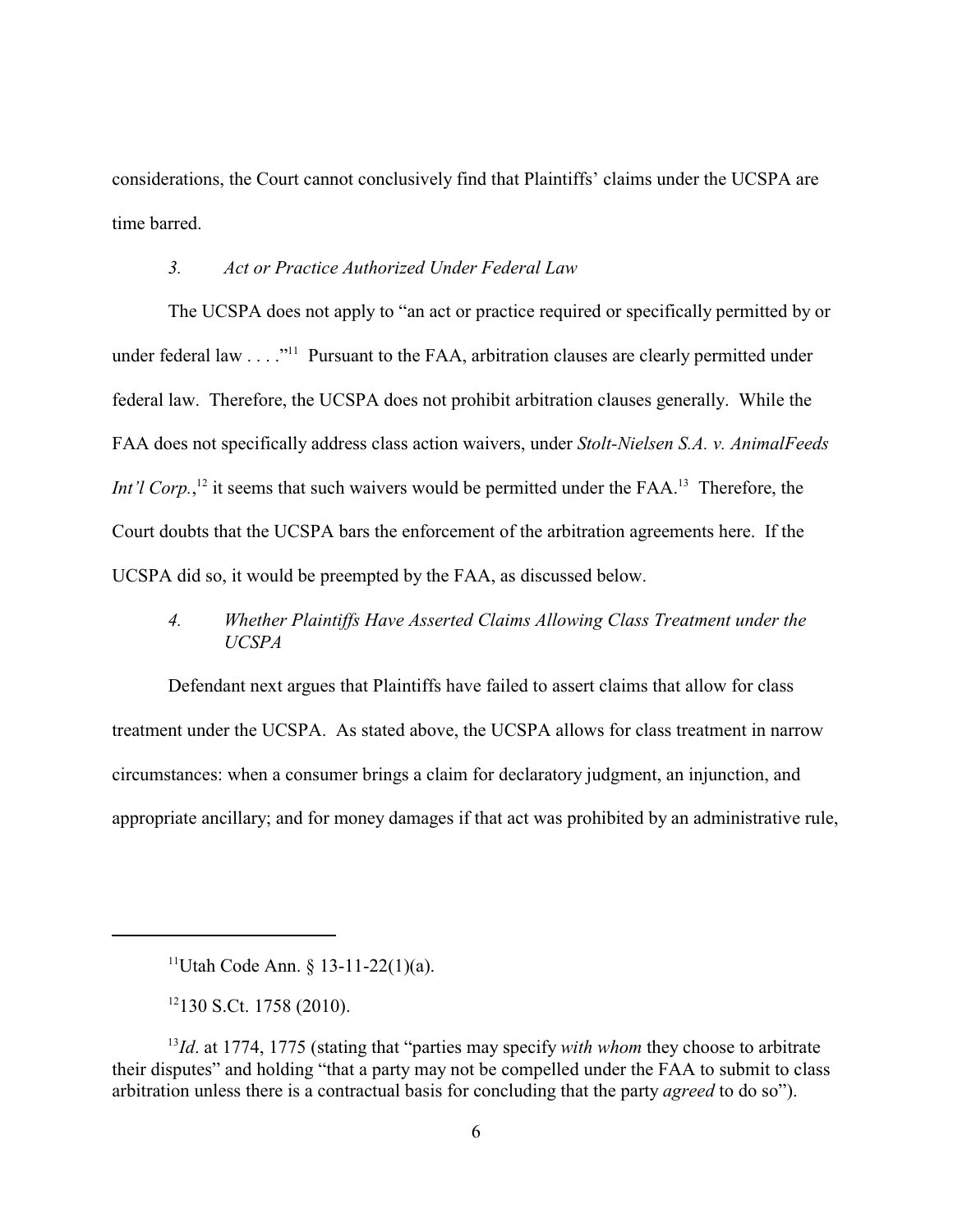considerations, the Court cannot conclusively find that Plaintiffs' claims under the UCSPA are time barred.

### *3. Act or Practice Authorized Under Federal Law*

The UCSPA does not apply to "an act or practice required or specifically permitted by or under federal law . . . ."[11] Pursuant to the FAA, arbitration clauses are clearly permitted under federal law. Therefore, the UCSPA does not prohibit arbitration clauses generally. While the FAA does not specifically address class action waivers, under *Stolt-Nielsen S.A. v. AnimalFeeds Int'l Corp.*,[12] it seems that such waivers would be permitted under the FAA.[13] Therefore, the Court doubts that the UCSPA bars the enforcement of the arbitration agreements here. If the UCSPA did so, it would be preempted by the FAA, as discussed below.

### *4. Whether Plaintiffs Have Asserted Claims Allowing Class Treatment under the UCSPA*

Defendant next argues that Plaintiffs have failed to assert claims that allow for class treatment under the UCSPA. As stated above, the UCSPA allows for class treatment in narrow circumstances: when a consumer brings a claim for declaratory judgment, an injunction, and appropriate ancillary; and for money damages if that act was prohibited by an administrative rule,

---

[11] Utah Code Ann. § 13-11-22(1)(a).

[12] 130 S.Ct. 1758 (2010).

[13] *Id*. at 1774, 1775 (stating that "parties may specify *with whom* they choose to arbitrate their disputes" and holding "that a party may not be compelled under the FAA to submit to class arbitration unless there is a contractual basis for concluding that the party *agreed* to do so").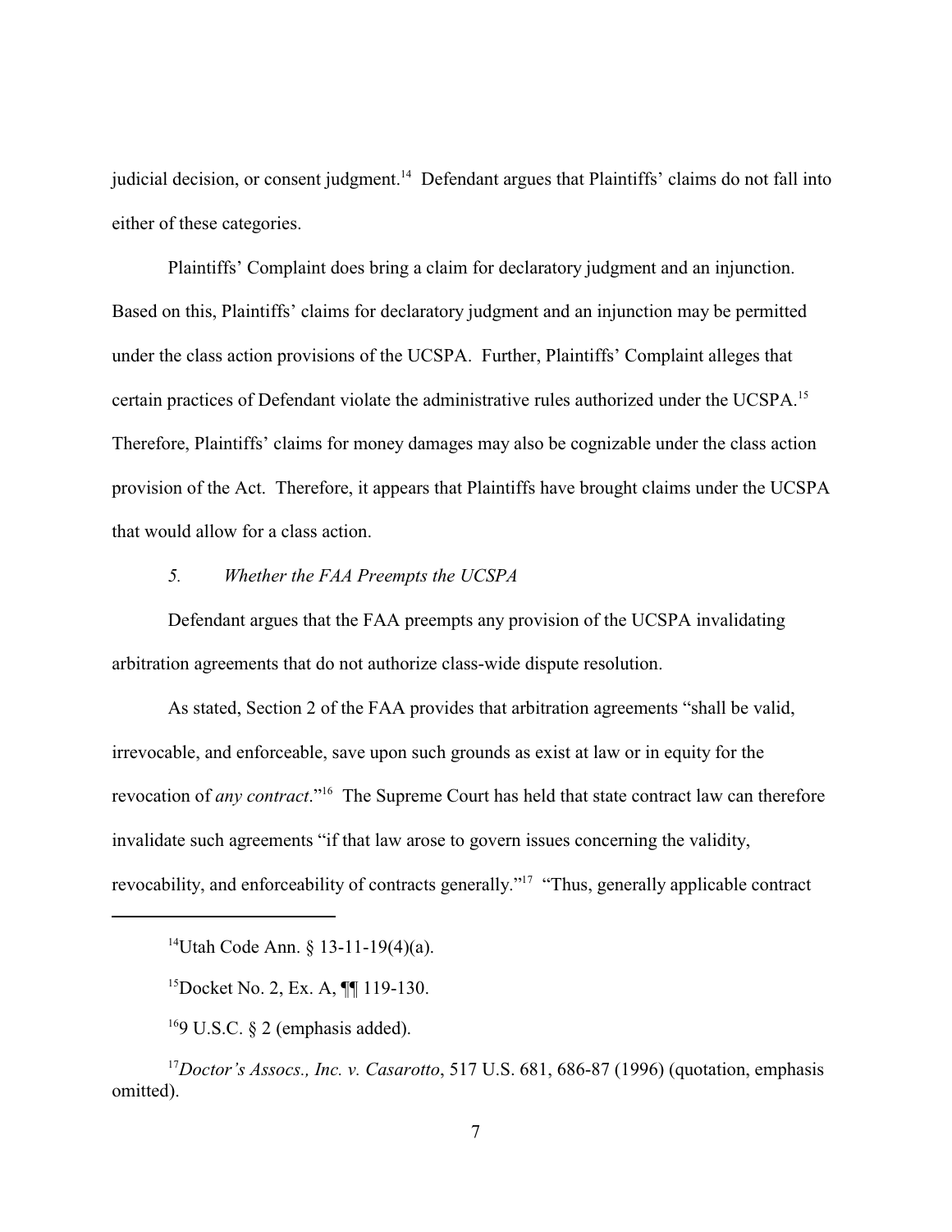judicial decision, or consent judgment.[14] Defendant argues that Plaintiffs' claims do not fall into either of these categories.

Plaintiffs' Complaint does bring a claim for declaratory judgment and an injunction. Based on this, Plaintiffs' claims for declaratory judgment and an injunction may be permitted under the class action provisions of the UCSPA. Further, Plaintiffs' Complaint alleges that certain practices of Defendant violate the administrative rules authorized under the UCSPA.[15] Therefore, Plaintiffs' claims for money damages may also be cognizable under the class action provision of the Act. Therefore, it appears that Plaintiffs have brought claims under the UCSPA that would allow for a class action.

*5. Whether the FAA Preempts the UCSPA*

Defendant argues that the FAA preempts any provision of the UCSPA invalidating arbitration agreements that do not authorize class-wide dispute resolution.

As stated, Section 2 of the FAA provides that arbitration agreements "shall be valid, irrevocable, and enforceable, save upon such grounds as exist at law or in equity for the revocation of *any contract*."[16] The Supreme Court has held that state contract law can therefore invalidate such agreements "if that law arose to govern issues concerning the validity, revocability, and enforceability of contracts generally."[17] "Thus, generally applicable contract

---

[14] Utah Code Ann. § 13-11-19(4)(a).

[15] Docket No. 2, Ex. A, ¶¶ 119-130.

[16] 9 U.S.C. § 2 (emphasis added).

[17] *Doctor's Assocs., Inc. v. Casarotto*, 517 U.S. 681, 686-87 (1996) (quotation, emphasis omitted).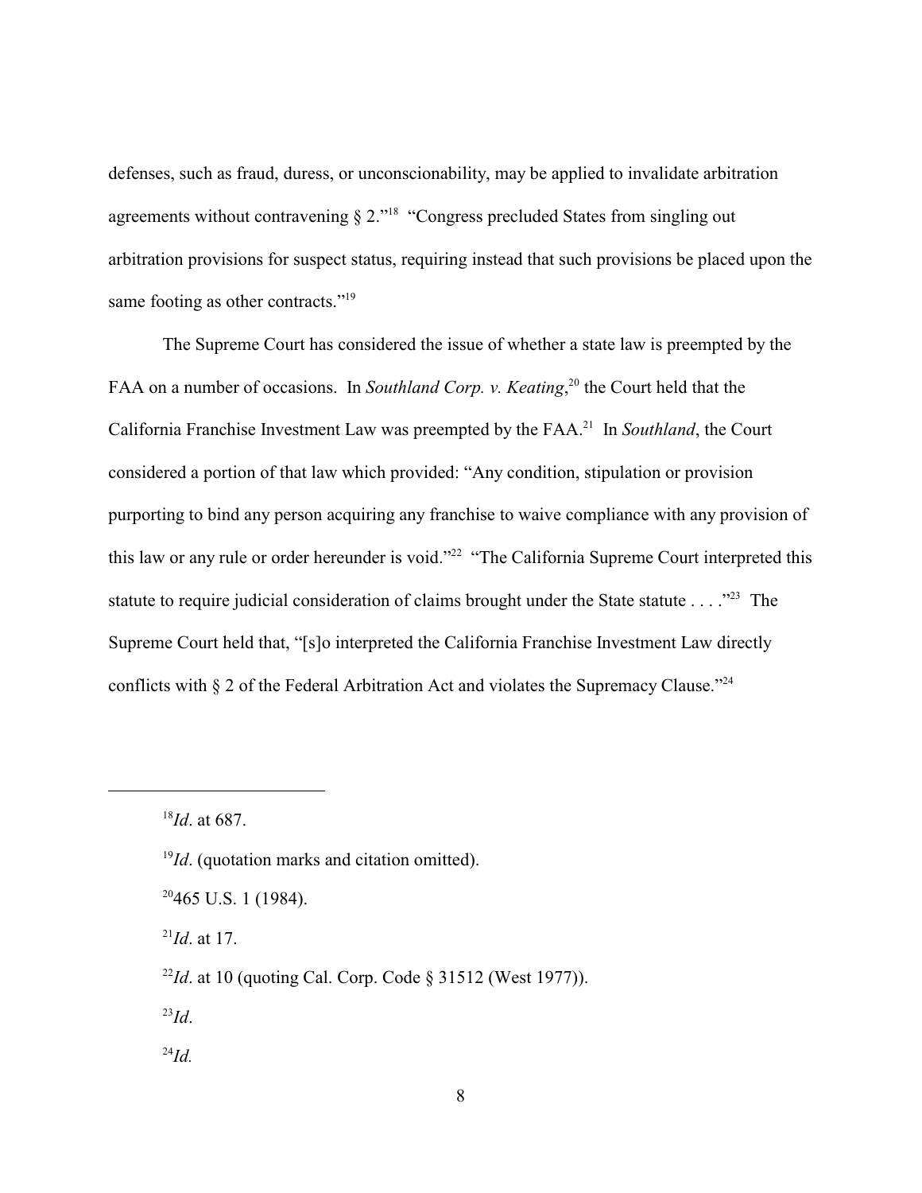defenses, such as fraud, duress, or unconscionability, may be applied to invalidate arbitration agreements without contravening § 2."[18] "Congress precluded States from singling out arbitration provisions for suspect status, requiring instead that such provisions be placed upon the same footing as other contracts."[19]

The Supreme Court has considered the issue of whether a state law is preempted by the FAA on a number of occasions. In *Southland Corp. v. Keating*,[20] the Court held that the California Franchise Investment Law was preempted by the FAA.[21] In *Southland*, the Court considered a portion of that law which provided: "Any condition, stipulation or provision purporting to bind any person acquiring any franchise to waive compliance with any provision of this law or any rule or order hereunder is void."[22] "The California Supreme Court interpreted this statute to require judicial consideration of claims brought under the State statute . . . ."[23] The Supreme Court held that, "[s]o interpreted the California Franchise Investment Law directly conflicts with § 2 of the Federal Arbitration Act and violates the Supremacy Clause."[24]

---

[18] *Id*. at 687.

[19] *Id*. (quotation marks and citation omitted).

[20] 465 U.S. 1 (1984).

[21] *Id*. at 17.

[22] *Id*. at 10 (quoting Cal. Corp. Code § 31512 (West 1977)).

[23] *Id*.

[24] *Id.*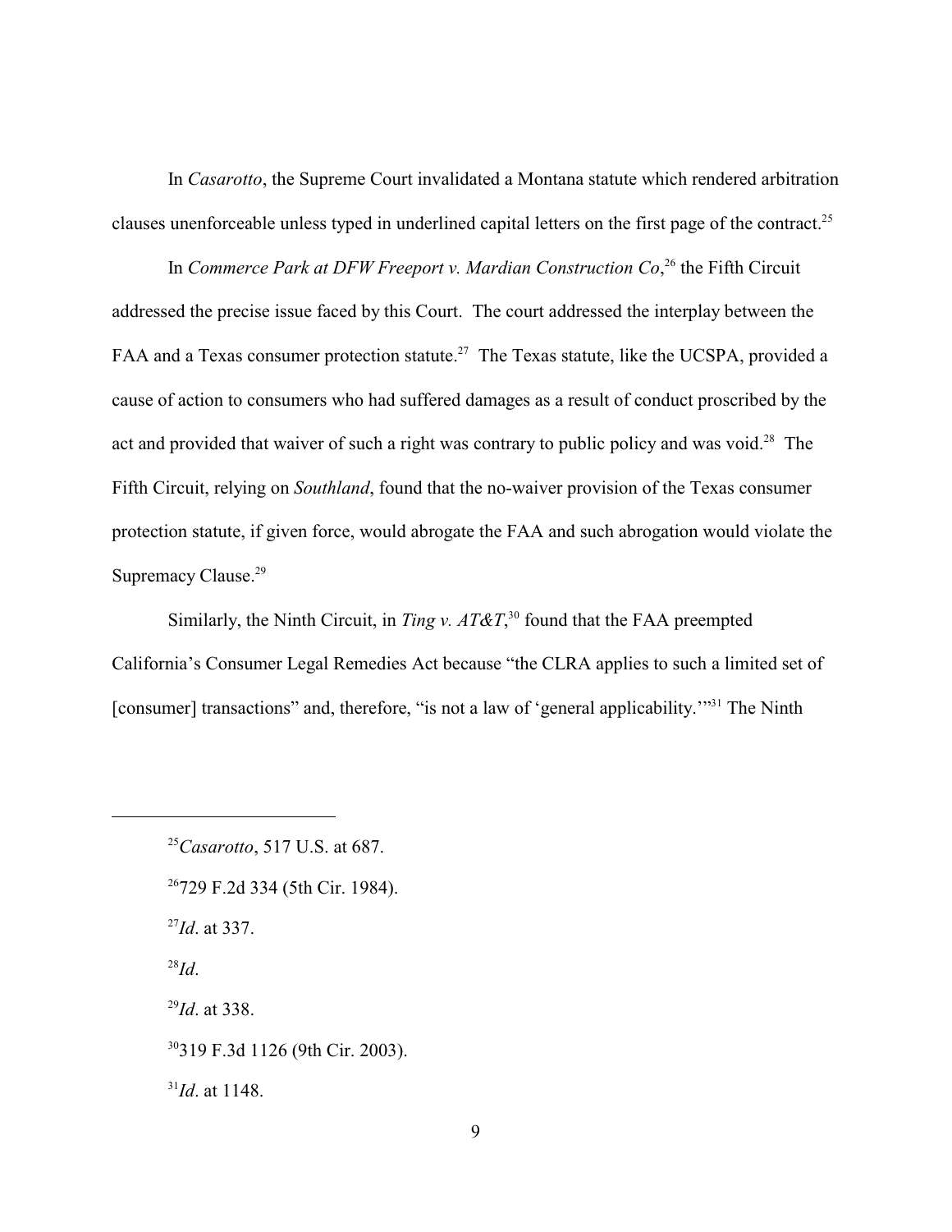In *Casarotto*, the Supreme Court invalidated a Montana statute which rendered arbitration clauses unenforceable unless typed in underlined capital letters on the first page of the contract.[25]

In *Commerce Park at DFW Freeport v. Mardian Construction Co*,[26] the Fifth Circuit addressed the precise issue faced by this Court. The court addressed the interplay between the FAA and a Texas consumer protection statute.[27] The Texas statute, like the UCSPA, provided a cause of action to consumers who had suffered damages as a result of conduct proscribed by the act and provided that waiver of such a right was contrary to public policy and was void.[28] The Fifth Circuit, relying on *Southland*, found that the no-waiver provision of the Texas consumer protection statute, if given force, would abrogate the FAA and such abrogation would violate the Supremacy Clause.[29]

Similarly, the Ninth Circuit, in *Ting v. AT&T*,[30] found that the FAA preempted California's Consumer Legal Remedies Act because "the CLRA applies to such a limited set of [consumer] transactions" and, therefore, "is not a law of 'general applicability.'"[31] The Ninth

---

[25] *Casarotto*, 517 U.S. at 687.

[26] 729 F.2d 334 (5th Cir. 1984).

[27] *Id*. at 337.

[28] *Id*.

[29] *Id*. at 338.

[30] 319 F.3d 1126 (9th Cir. 2003).

[31] *Id*. at 1148.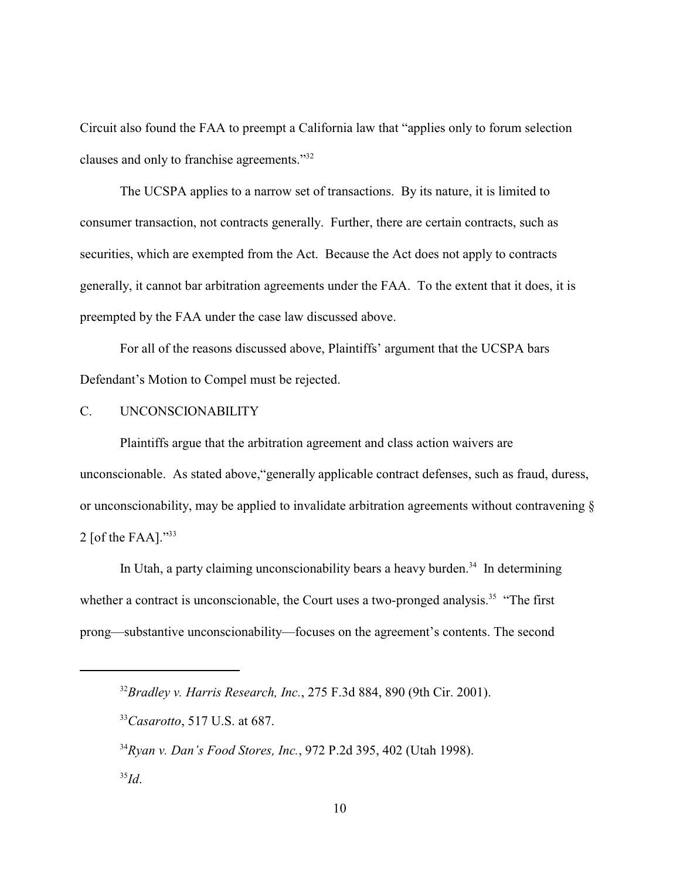Circuit also found the FAA to preempt a California law that "applies only to forum selection clauses and only to franchise agreements."[32]

The UCSPA applies to a narrow set of transactions. By its nature, it is limited to consumer transaction, not contracts generally. Further, there are certain contracts, such as securities, which are exempted from the Act. Because the Act does not apply to contracts generally, it cannot bar arbitration agreements under the FAA. To the extent that it does, it is preempted by the FAA under the case law discussed above.

For all of the reasons discussed above, Plaintiffs' argument that the UCSPA bars Defendant's Motion to Compel must be rejected.

C. UNCONSCIONABILITY

Plaintiffs argue that the arbitration agreement and class action waivers are unconscionable. As stated above,"generally applicable contract defenses, such as fraud, duress, or unconscionability, may be applied to invalidate arbitration agreements without contravening § 2 [of the FAA]."[33]

In Utah, a party claiming unconscionability bears a heavy burden.[34] In determining whether a contract is unconscionable, the Court uses a two-pronged analysis.[35] "The first prong—substantive unconscionability—focuses on the agreement's contents. The second

---

[32] *Bradley v. Harris Research, Inc.*, 275 F.3d 884, 890 (9th Cir. 2001).

[33] *Casarotto*, 517 U.S. at 687.

[34] *Ryan v. Dan's Food Stores, Inc.*, 972 P.2d 395, 402 (Utah 1998).

[35] *Id*.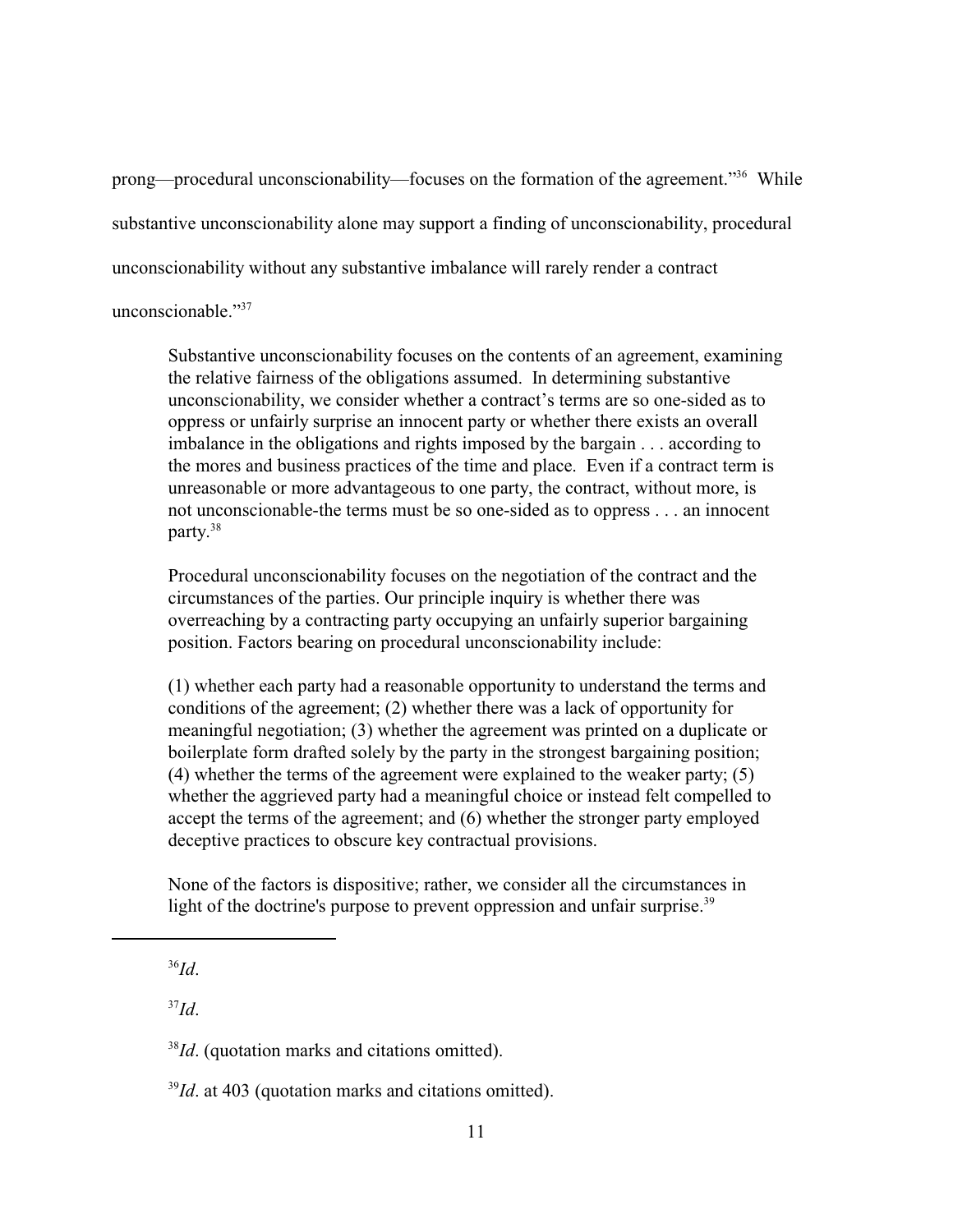prong—procedural unconscionability—focuses on the formation of the agreement."[36] While substantive unconscionability alone may support a finding of unconscionability, procedural unconscionability without any substantive imbalance will rarely render a contract unconscionable."[37]

> Substantive unconscionability focuses on the contents of an agreement, examining the relative fairness of the obligations assumed. In determining substantive unconscionability, we consider whether a contract's terms are so one-sided as to oppress or unfairly surprise an innocent party or whether there exists an overall imbalance in the obligations and rights imposed by the bargain . . . according to the mores and business practices of the time and place. Even if a contract term is unreasonable or more advantageous to one party, the contract, without more, is not unconscionable-the terms must be so one-sided as to oppress . . . an innocent party.[38]
>
> Procedural unconscionability focuses on the negotiation of the contract and the circumstances of the parties. Our principle inquiry is whether there was overreaching by a contracting party occupying an unfairly superior bargaining position. Factors bearing on procedural unconscionability include:
>
> (1) whether each party had a reasonable opportunity to understand the terms and conditions of the agreement; (2) whether there was a lack of opportunity for meaningful negotiation; (3) whether the agreement was printed on a duplicate or boilerplate form drafted solely by the party in the strongest bargaining position; (4) whether the terms of the agreement were explained to the weaker party; (5) whether the aggrieved party had a meaningful choice or instead felt compelled to accept the terms of the agreement; and (6) whether the stronger party employed deceptive practices to obscure key contractual provisions.
>
> None of the factors is dispositive; rather, we consider all the circumstances in light of the doctrine's purpose to prevent oppression and unfair surprise.[39]

---

[36] *Id*.

[37] *Id*.

[38] *Id*. (quotation marks and citations omitted).

[39] *Id*. at 403 (quotation marks and citations omitted).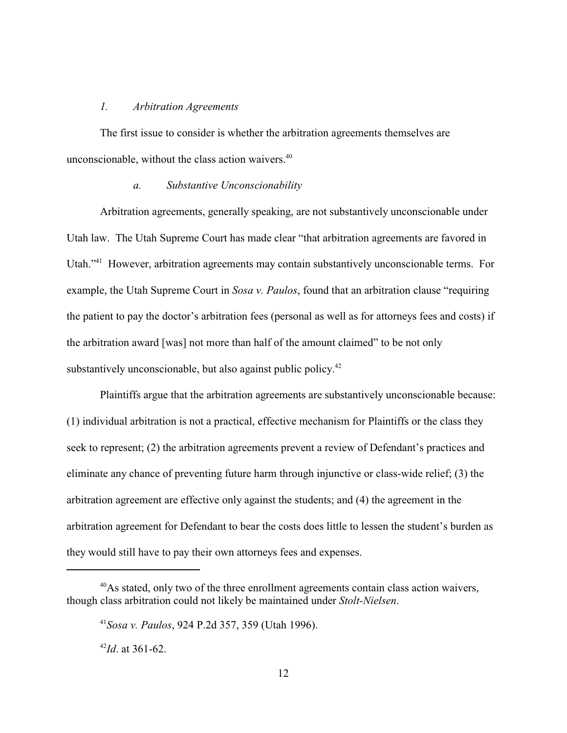### *1. Arbitration Agreements*

The first issue to consider is whether the arbitration agreements themselves are unconscionable, without the class action waivers.[40]

#### *a. Substantive Unconscionability*

Arbitration agreements, generally speaking, are not substantively unconscionable under Utah law. The Utah Supreme Court has made clear "that arbitration agreements are favored in Utah."[41] However, arbitration agreements may contain substantively unconscionable terms. For example, the Utah Supreme Court in *Sosa v. Paulos*, found that an arbitration clause "requiring the patient to pay the doctor's arbitration fees (personal as well as for attorneys fees and costs) if the arbitration award [was] not more than half of the amount claimed" to be not only substantively unconscionable, but also against public policy.[42]

Plaintiffs argue that the arbitration agreements are substantively unconscionable because: (1) individual arbitration is not a practical, effective mechanism for Plaintiffs or the class they seek to represent; (2) the arbitration agreements prevent a review of Defendant's practices and eliminate any chance of preventing future harm through injunctive or class-wide relief; (3) the arbitration agreement are effective only against the students; and (4) the agreement in the arbitration agreement for Defendant to bear the costs does little to lessen the student's burden as they would still have to pay their own attorneys fees and expenses.

---

[40] As stated, only two of the three enrollment agreements contain class action waivers, though class arbitration could not likely be maintained under *Stolt-Nielsen*.

[41] *Sosa v. Paulos*, 924 P.2d 357, 359 (Utah 1996).

[42] *Id*. at 361-62.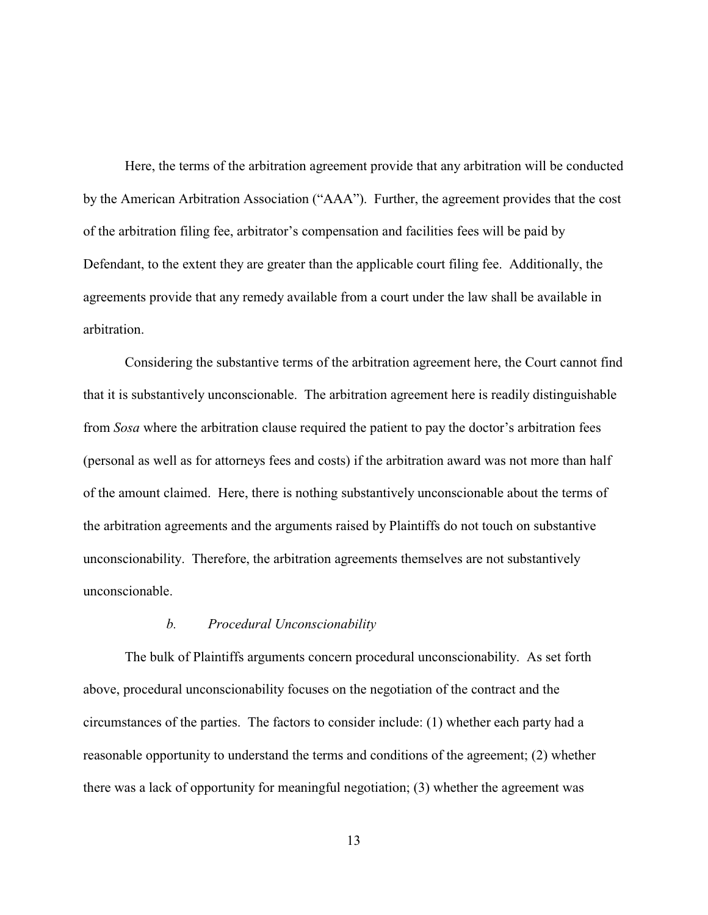Here, the terms of the arbitration agreement provide that any arbitration will be conducted by the American Arbitration Association ("AAA"). Further, the agreement provides that the cost of the arbitration filing fee, arbitrator's compensation and facilities fees will be paid by Defendant, to the extent they are greater than the applicable court filing fee. Additionally, the agreements provide that any remedy available from a court under the law shall be available in arbitration.

Considering the substantive terms of the arbitration agreement here, the Court cannot find that it is substantively unconscionable. The arbitration agreement here is readily distinguishable from *Sosa* where the arbitration clause required the patient to pay the doctor's arbitration fees (personal as well as for attorneys fees and costs) if the arbitration award was not more than half of the amount claimed. Here, there is nothing substantively unconscionable about the terms of the arbitration agreements and the arguments raised by Plaintiffs do not touch on substantive unconscionability. Therefore, the arbitration agreements themselves are not substantively unconscionable.

*b. Procedural Unconscionability*

The bulk of Plaintiffs arguments concern procedural unconscionability. As set forth above, procedural unconscionability focuses on the negotiation of the contract and the circumstances of the parties. The factors to consider include: (1) whether each party had a reasonable opportunity to understand the terms and conditions of the agreement; (2) whether there was a lack of opportunity for meaningful negotiation; (3) whether the agreement was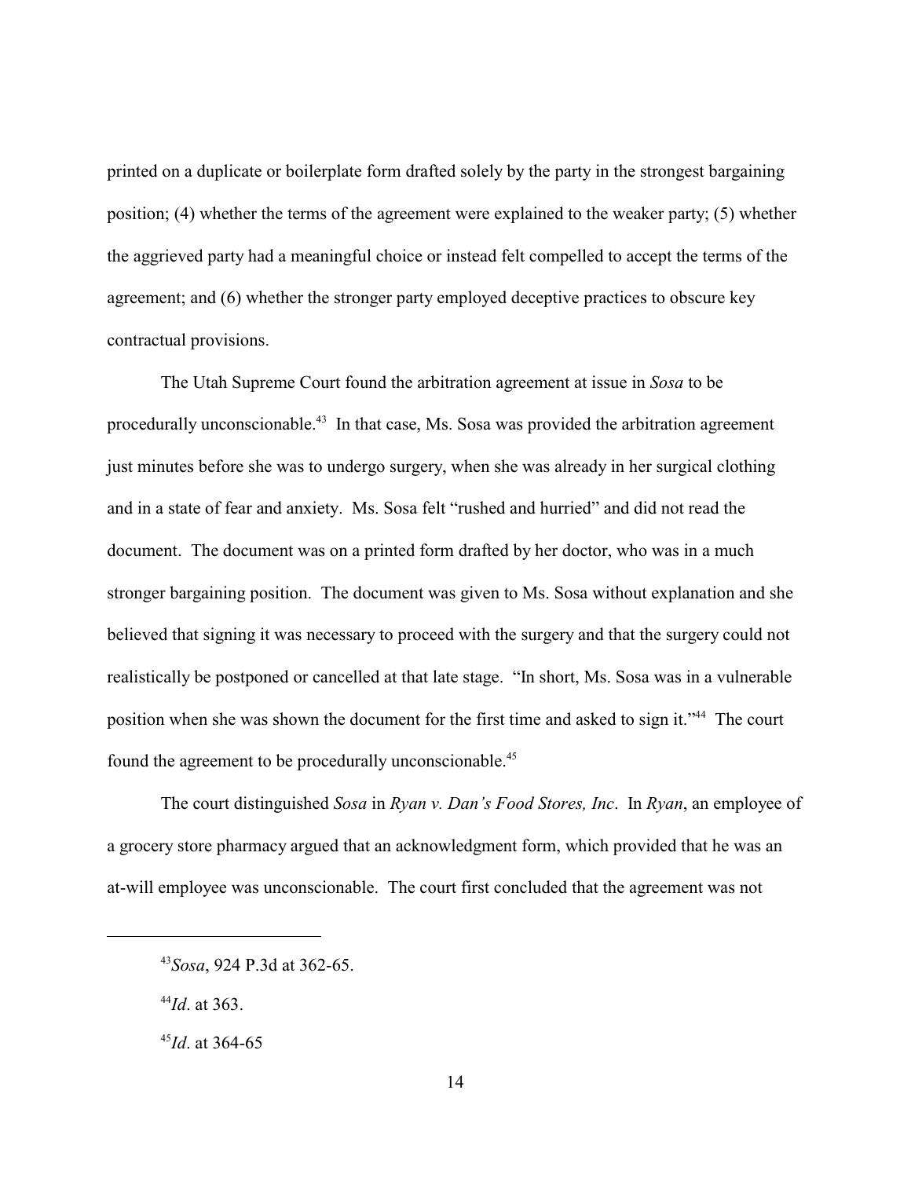printed on a duplicate or boilerplate form drafted solely by the party in the strongest bargaining position; (4) whether the terms of the agreement were explained to the weaker party; (5) whether the aggrieved party had a meaningful choice or instead felt compelled to accept the terms of the agreement; and (6) whether the stronger party employed deceptive practices to obscure key contractual provisions.

The Utah Supreme Court found the arbitration agreement at issue in *Sosa* to be procedurally unconscionable.[43] In that case, Ms. Sosa was provided the arbitration agreement just minutes before she was to undergo surgery, when she was already in her surgical clothing and in a state of fear and anxiety. Ms. Sosa felt "rushed and hurried" and did not read the document. The document was on a printed form drafted by her doctor, who was in a much stronger bargaining position. The document was given to Ms. Sosa without explanation and she believed that signing it was necessary to proceed with the surgery and that the surgery could not realistically be postponed or cancelled at that late stage. "In short, Ms. Sosa was in a vulnerable position when she was shown the document for the first time and asked to sign it."[44] The court found the agreement to be procedurally unconscionable.[45]

The court distinguished *Sosa* in *Ryan v. Dan's Food Stores, Inc*. In *Ryan*, an employee of a grocery store pharmacy argued that an acknowledgment form, which provided that he was an at-will employee was unconscionable. The court first concluded that the agreement was not

---

[43] *Sosa*, 924 P.3d at 362-65.

[44] *Id*. at 363.

[45] *Id*. at 364-65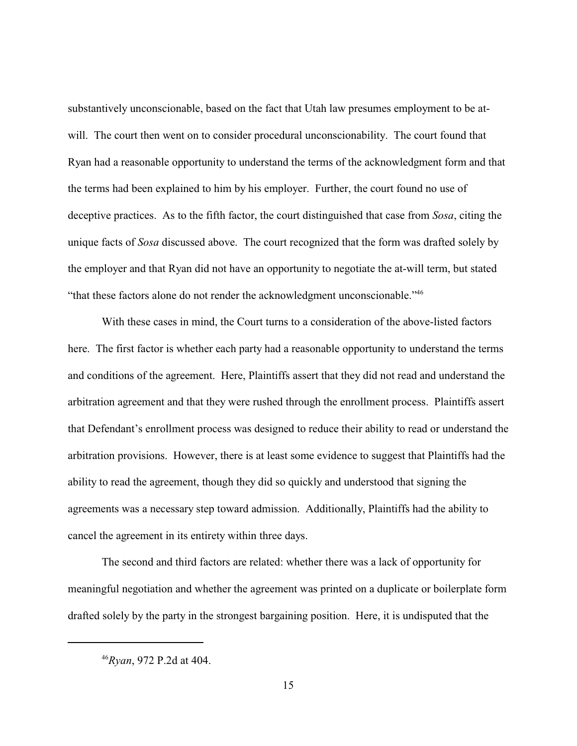substantively unconscionable, based on the fact that Utah law presumes employment to be at-will. The court then went on to consider procedural unconscionability. The court found that Ryan had a reasonable opportunity to understand the terms of the acknowledgment form and that the terms had been explained to him by his employer. Further, the court found no use of deceptive practices. As to the fifth factor, the court distinguished that case from *Sosa*, citing the unique facts of *Sosa* discussed above. The court recognized that the form was drafted solely by the employer and that Ryan did not have an opportunity to negotiate the at-will term, but stated "that these factors alone do not render the acknowledgment unconscionable."[46]

With these cases in mind, the Court turns to a consideration of the above-listed factors here. The first factor is whether each party had a reasonable opportunity to understand the terms and conditions of the agreement. Here, Plaintiffs assert that they did not read and understand the arbitration agreement and that they were rushed through the enrollment process. Plaintiffs assert that Defendant's enrollment process was designed to reduce their ability to read or understand the arbitration provisions. However, there is at least some evidence to suggest that Plaintiffs had the ability to read the agreement, though they did so quickly and understood that signing the agreements was a necessary step toward admission. Additionally, Plaintiffs had the ability to cancel the agreement in its entirety within three days.

The second and third factors are related: whether there was a lack of opportunity for meaningful negotiation and whether the agreement was printed on a duplicate or boilerplate form drafted solely by the party in the strongest bargaining position. Here, it is undisputed that the

---

[46] *Ryan*, 972 P.2d at 404.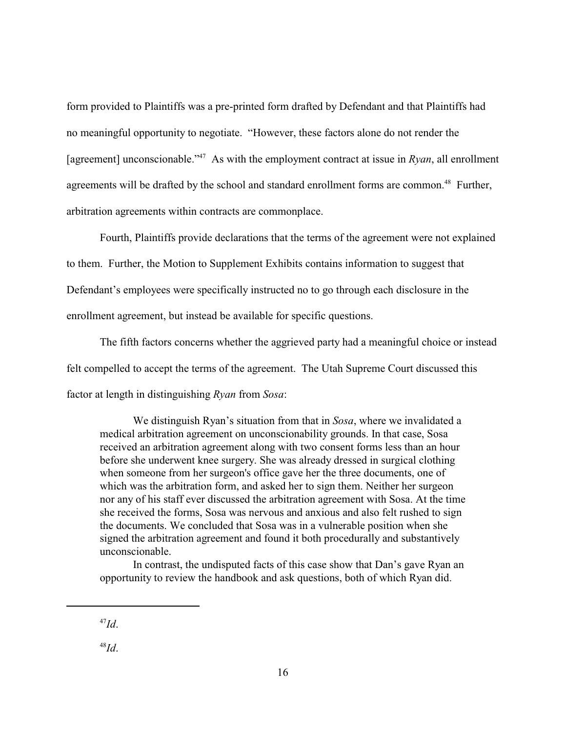form provided to Plaintiffs was a pre-printed form drafted by Defendant and that Plaintiffs had no meaningful opportunity to negotiate. "However, these factors alone do not render the [agreement] unconscionable."[47] As with the employment contract at issue in *Ryan*, all enrollment agreements will be drafted by the school and standard enrollment forms are common.[48] Further, arbitration agreements within contracts are commonplace.

Fourth, Plaintiffs provide declarations that the terms of the agreement were not explained to them. Further, the Motion to Supplement Exhibits contains information to suggest that Defendant's employees were specifically instructed no to go through each disclosure in the enrollment agreement, but instead be available for specific questions.

The fifth factors concerns whether the aggrieved party had a meaningful choice or instead felt compelled to accept the terms of the agreement. The Utah Supreme Court discussed this factor at length in distinguishing *Ryan* from *Sosa*:

> We distinguish Ryan's situation from that in *Sosa*, where we invalidated a medical arbitration agreement on unconscionability grounds. In that case, Sosa received an arbitration agreement along with two consent forms less than an hour before she underwent knee surgery. She was already dressed in surgical clothing when someone from her surgeon's office gave her the three documents, one of which was the arbitration form, and asked her to sign them. Neither her surgeon nor any of his staff ever discussed the arbitration agreement with Sosa. At the time she received the forms, Sosa was nervous and anxious and also felt rushed to sign the documents. We concluded that Sosa was in a vulnerable position when she signed the arbitration agreement and found it both procedurally and substantively unconscionable.
>
> In contrast, the undisputed facts of this case show that Dan's gave Ryan an opportunity to review the handbook and ask questions, both of which Ryan did.

---

[47] *Id*.

[48] *Id*.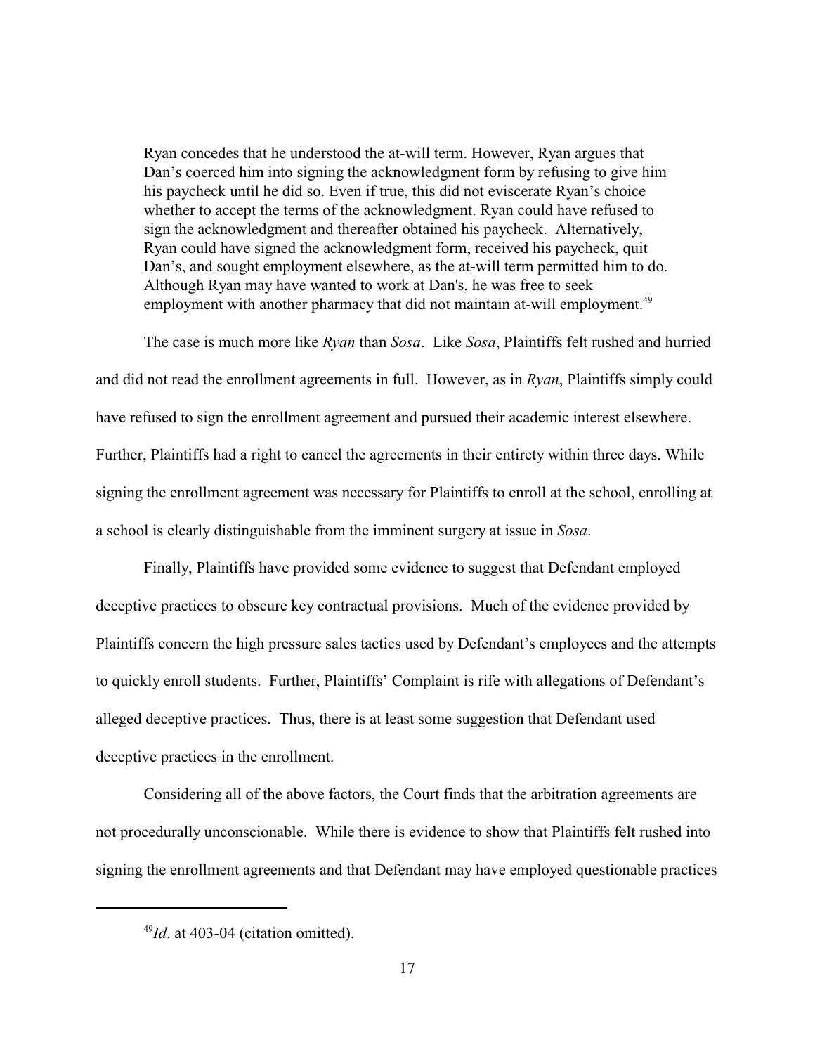> Ryan concedes that he understood the at-will term. However, Ryan argues that Dan's coerced him into signing the acknowledgment form by refusing to give him his paycheck until he did so. Even if true, this did not eviscerate Ryan's choice whether to accept the terms of the acknowledgment. Ryan could have refused to sign the acknowledgment and thereafter obtained his paycheck. Alternatively, Ryan could have signed the acknowledgment form, received his paycheck, quit Dan's, and sought employment elsewhere, as the at-will term permitted him to do. Although Ryan may have wanted to work at Dan's, he was free to seek employment with another pharmacy that did not maintain at-will employment.[49]

The case is much more like *Ryan* than *Sosa*. Like *Sosa*, Plaintiffs felt rushed and hurried and did not read the enrollment agreements in full. However, as in *Ryan*, Plaintiffs simply could have refused to sign the enrollment agreement and pursued their academic interest elsewhere. Further, Plaintiffs had a right to cancel the agreements in their entirety within three days. While signing the enrollment agreement was necessary for Plaintiffs to enroll at the school, enrolling at a school is clearly distinguishable from the imminent surgery at issue in *Sosa*.

Finally, Plaintiffs have provided some evidence to suggest that Defendant employed deceptive practices to obscure key contractual provisions. Much of the evidence provided by Plaintiffs concern the high pressure sales tactics used by Defendant's employees and the attempts to quickly enroll students. Further, Plaintiffs' Complaint is rife with allegations of Defendant's alleged deceptive practices. Thus, there is at least some suggestion that Defendant used deceptive practices in the enrollment.

Considering all of the above factors, the Court finds that the arbitration agreements are not procedurally unconscionable. While there is evidence to show that Plaintiffs felt rushed into signing the enrollment agreements and that Defendant may have employed questionable practices

---

[49] *Id*. at 403-04 (citation omitted).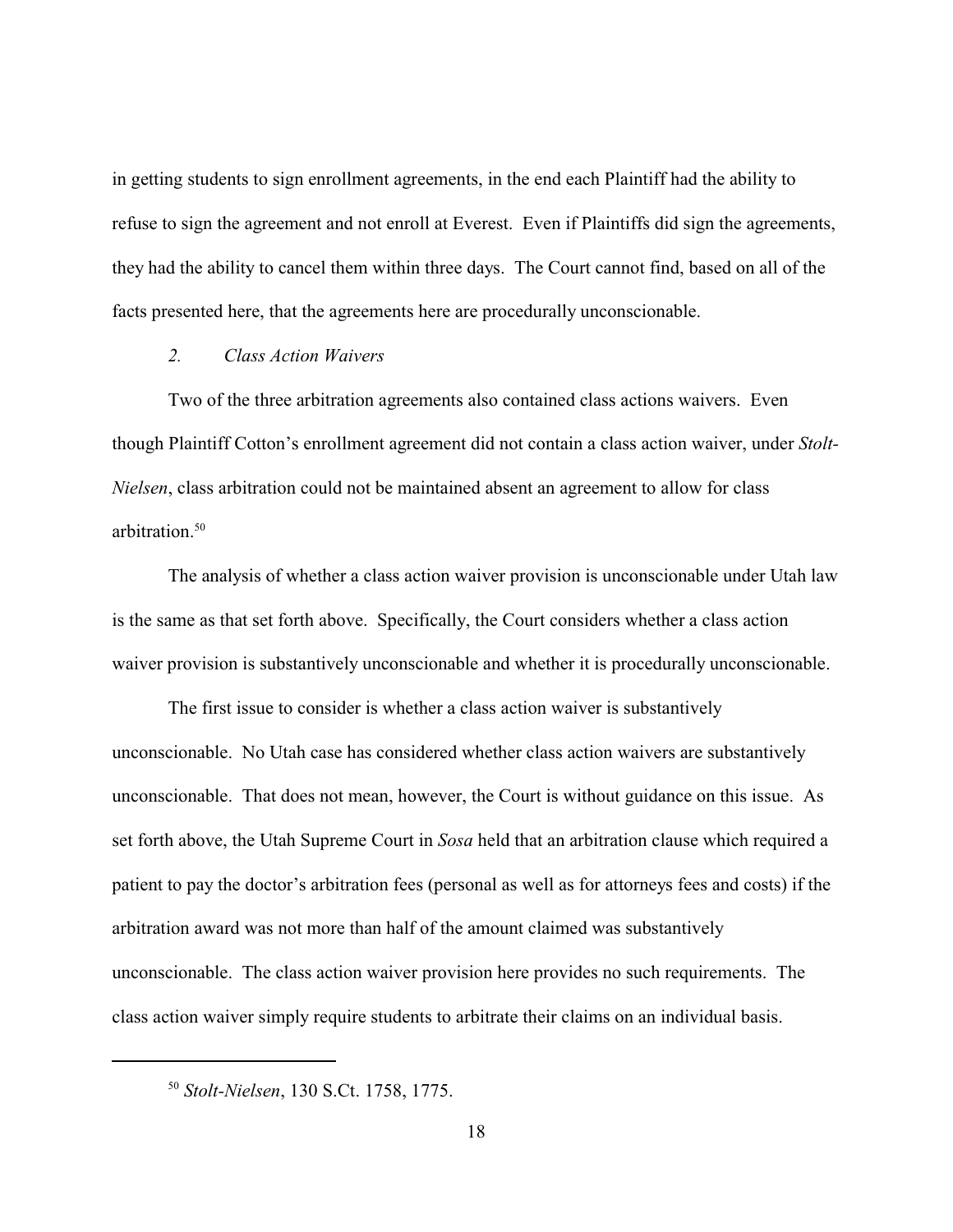in getting students to sign enrollment agreements, in the end each Plaintiff had the ability to refuse to sign the agreement and not enroll at Everest. Even if Plaintiffs did sign the agreements, they had the ability to cancel them within three days. The Court cannot find, based on all of the facts presented here, that the agreements here are procedurally unconscionable.

### *2. Class Action Waivers*

Two of the three arbitration agreements also contained class actions waivers. Even though Plaintiff Cotton's enrollment agreement did not contain a class action waiver, under *Stolt-Nielsen*, class arbitration could not be maintained absent an agreement to allow for class arbitration.[50]

The analysis of whether a class action waiver provision is unconscionable under Utah law is the same as that set forth above. Specifically, the Court considers whether a class action waiver provision is substantively unconscionable and whether it is procedurally unconscionable.

The first issue to consider is whether a class action waiver is substantively unconscionable. No Utah case has considered whether class action waivers are substantively unconscionable. That does not mean, however, the Court is without guidance on this issue. As set forth above, the Utah Supreme Court in *Sosa* held that an arbitration clause which required a patient to pay the doctor's arbitration fees (personal as well as for attorneys fees and costs) if the arbitration award was not more than half of the amount claimed was substantively unconscionable. The class action waiver provision here provides no such requirements. The class action waiver simply require students to arbitrate their claims on an individual basis.

---

[50] *Stolt-Nielsen*, 130 S.Ct. 1758, 1775.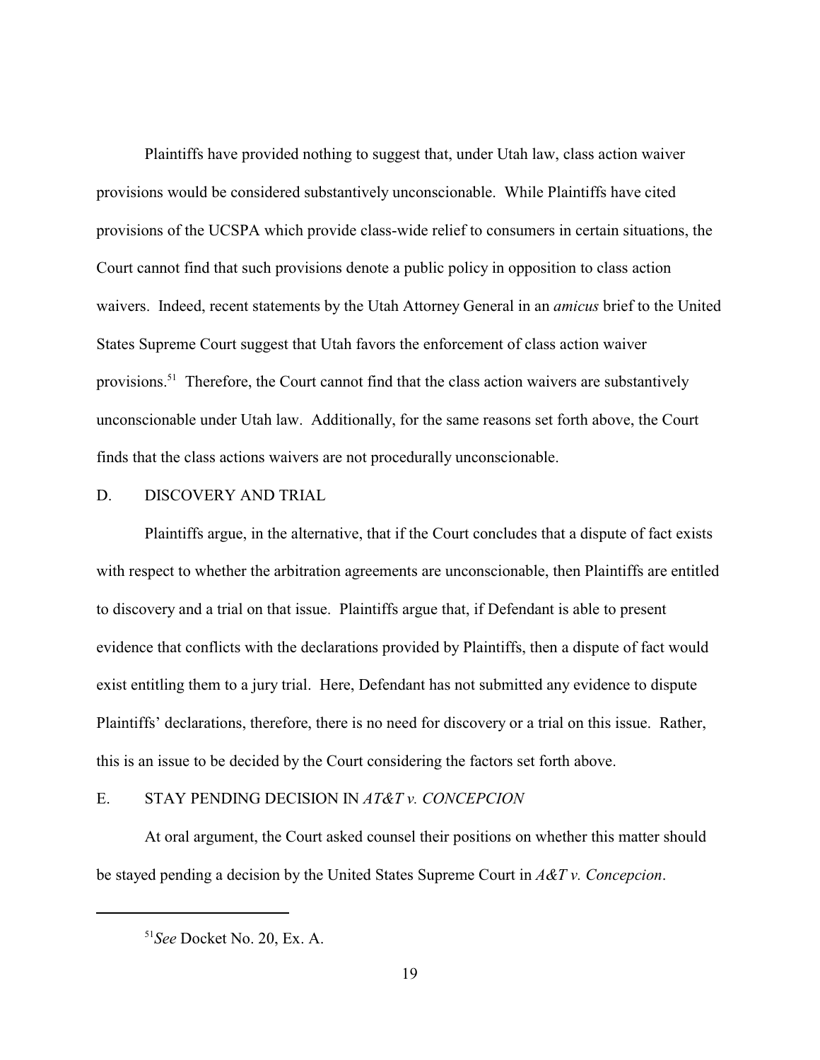Plaintiffs have provided nothing to suggest that, under Utah law, class action waiver provisions would be considered substantively unconscionable. While Plaintiffs have cited provisions of the UCSPA which provide class-wide relief to consumers in certain situations, the Court cannot find that such provisions denote a public policy in opposition to class action waivers. Indeed, recent statements by the Utah Attorney General in an *amicus* brief to the United States Supreme Court suggest that Utah favors the enforcement of class action waiver provisions.[51] Therefore, the Court cannot find that the class action waivers are substantively unconscionable under Utah law. Additionally, for the same reasons set forth above, the Court finds that the class actions waivers are not procedurally unconscionable.

## D. DISCOVERY AND TRIAL

Plaintiffs argue, in the alternative, that if the Court concludes that a dispute of fact exists with respect to whether the arbitration agreements are unconscionable, then Plaintiffs are entitled to discovery and a trial on that issue. Plaintiffs argue that, if Defendant is able to present evidence that conflicts with the declarations provided by Plaintiffs, then a dispute of fact would exist entitling them to a jury trial. Here, Defendant has not submitted any evidence to dispute Plaintiffs' declarations, therefore, there is no need for discovery or a trial on this issue. Rather, this is an issue to be decided by the Court considering the factors set forth above.

## E. STAY PENDING DECISION IN *AT&T v. CONCEPCION*

At oral argument, the Court asked counsel their positions on whether this matter should be stayed pending a decision by the United States Supreme Court in *A&T v. Concepcion*.

---

[51] *See* Docket No. 20, Ex. A.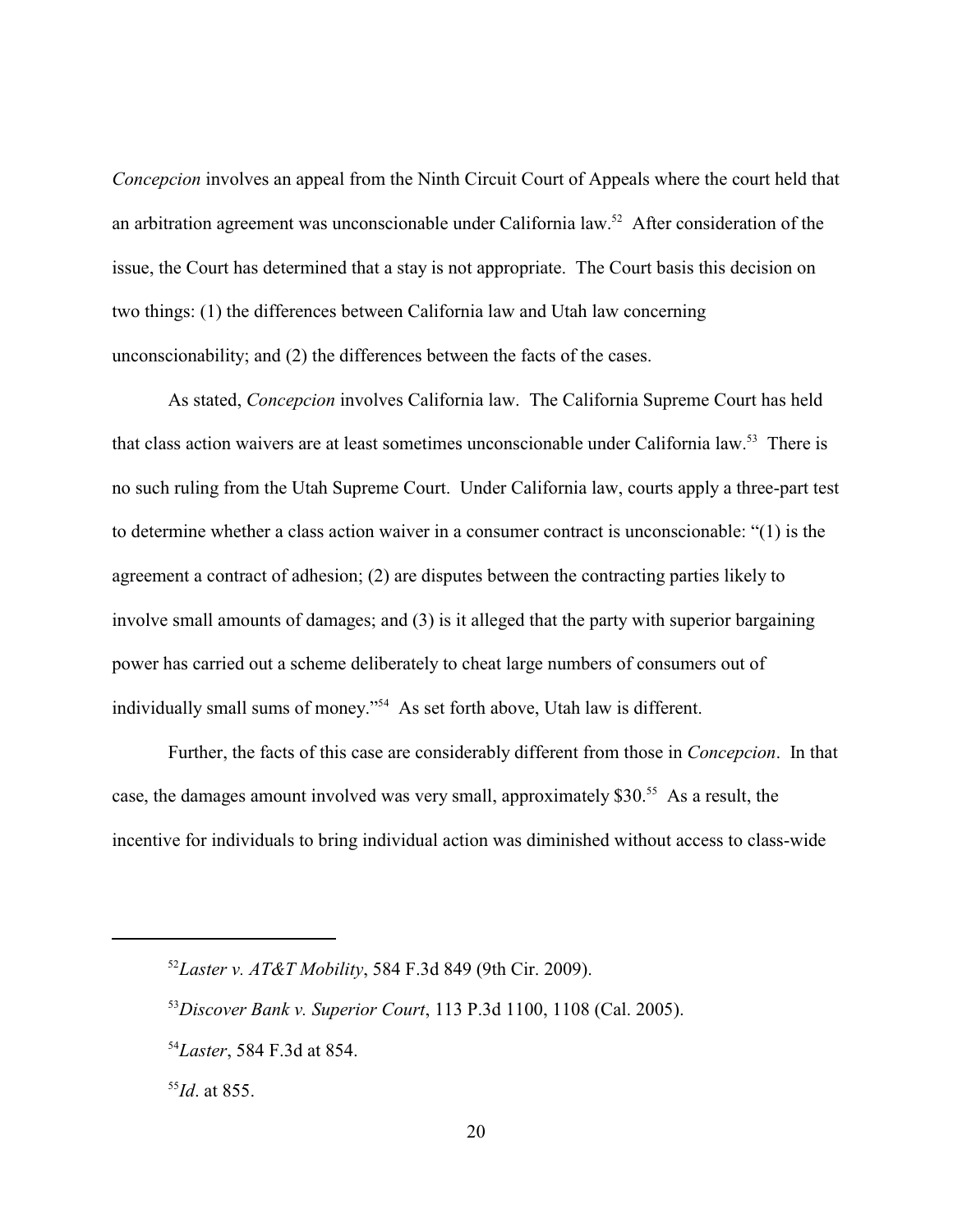*Concepcion* involves an appeal from the Ninth Circuit Court of Appeals where the court held that an arbitration agreement was unconscionable under California law.[52] After consideration of the issue, the Court has determined that a stay is not appropriate. The Court basis this decision on two things: (1) the differences between California law and Utah law concerning unconscionability; and (2) the differences between the facts of the cases.

As stated, *Concepcion* involves California law. The California Supreme Court has held that class action waivers are at least sometimes unconscionable under California law.[53] There is no such ruling from the Utah Supreme Court. Under California law, courts apply a three-part test to determine whether a class action waiver in a consumer contract is unconscionable: "(1) is the agreement a contract of adhesion; (2) are disputes between the contracting parties likely to involve small amounts of damages; and (3) is it alleged that the party with superior bargaining power has carried out a scheme deliberately to cheat large numbers of consumers out of individually small sums of money."[54] As set forth above, Utah law is different.

Further, the facts of this case are considerably different from those in *Concepcion*. In that case, the damages amount involved was very small, approximately $30.[55] As a result, the incentive for individuals to bring individual action was diminished without access to class-wide

---

[52] *Laster v. AT&T Mobility*, 584 F.3d 849 (9th Cir. 2009).

[53] *Discover Bank v. Superior Court*, 113 P.3d 1100, 1108 (Cal. 2005).

[54] *Laster*, 584 F.3d at 854.

[55] *Id*. at 855.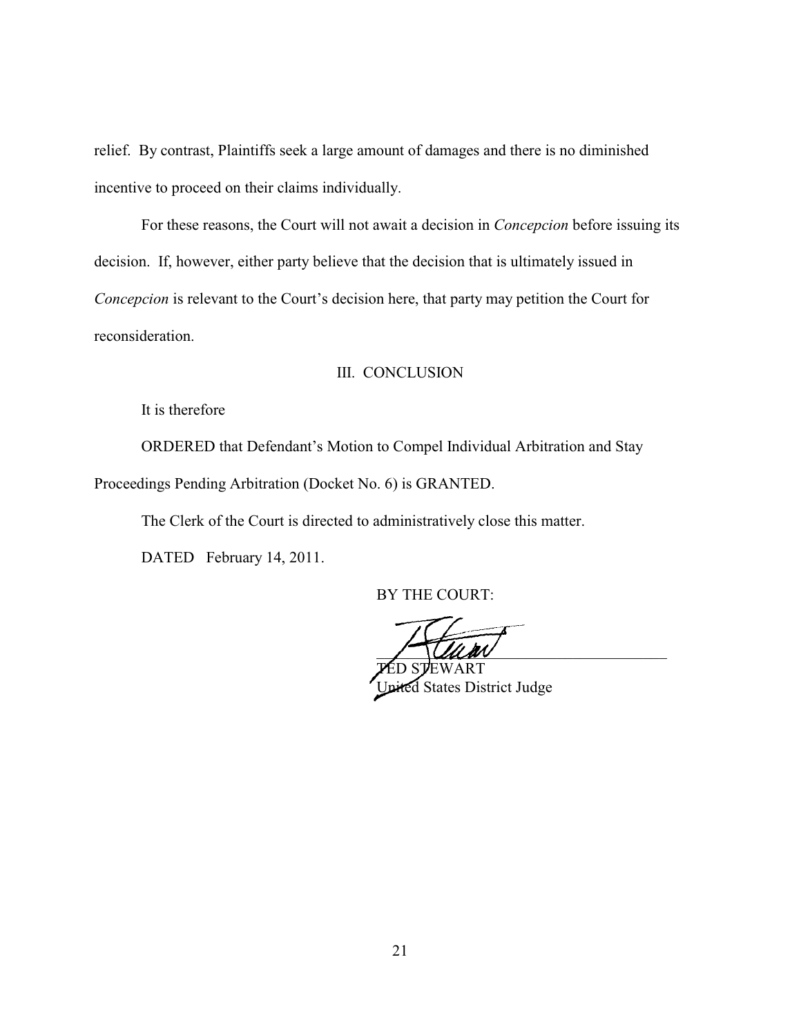relief. By contrast, Plaintiffs seek a large amount of damages and there is no diminished incentive to proceed on their claims individually.

For these reasons, the Court will not await a decision in *Concepcion* before issuing its decision. If, however, either party believe that the decision that is ultimately issued in *Concepcion* is relevant to the Court's decision here, that party may petition the Court for reconsideration.

## III. CONCLUSION

It is therefore

ORDERED that Defendant's Motion to Compel Individual Arbitration and Stay Proceedings Pending Arbitration (Docket No. 6) is GRANTED.

The Clerk of the Court is directed to administratively close this matter.

DATED February 14, 2011.

BY THE COURT:

TED STEWART
United States District Judge